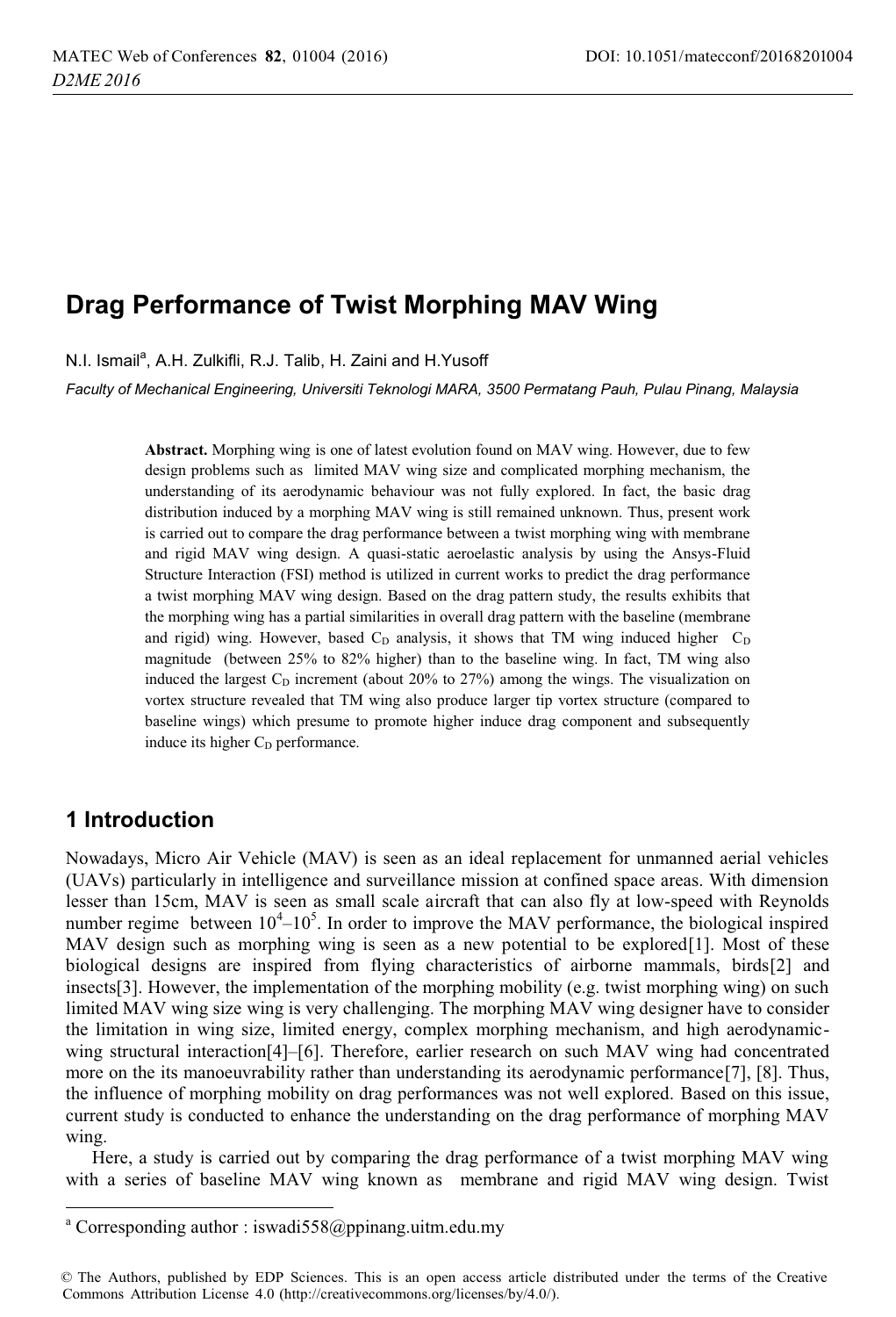# Drag Performance of Twist Morphing MAV Wing

N.I. Ismail[a], A.H. Zulkifli, R.J. Talib, H. Zaini and H.Yusoff

*Faculty of Mechanical Engineering, Universiti Teknologi MARA, 3500 Permatang Pauh, Pulau Pinang, Malaysia*

**Abstract.** Morphing wing is one of latest evolution found on MAV wing. However, due to few design problems such as limited MAV wing size and complicated morphing mechanism, the understanding of its aerodynamic behaviour was not fully explored. In fact, the basic drag distribution induced by a morphing MAV wing is still remained unknown. Thus, present work is carried out to compare the drag performance between a twist morphing wing with membrane and rigid MAV wing design. A quasi-static aeroelastic analysis by using the Ansys-Fluid Structure Interaction (FSI) method is utilized in current works to predict the drag performance a twist morphing MAV wing design. Based on the drag pattern study, the results exhibits that the morphing wing has a partial similarities in overall drag pattern with the baseline (membrane and rigid) wing. However, based $C_D$ analysis, it shows that TM wing induced higher $C_D$ magnitude (between 25% to 82% higher) than to the baseline wing. In fact, TM wing also induced the largest $C_D$ increment (about 20% to 27%) among the wings. The visualization on vortex structure revealed that TM wing also produce larger tip vortex structure (compared to baseline wings) which presume to promote higher induce drag component and subsequently induce its higher $C_D$ performance.

## 1 Introduction

Nowadays, Micro Air Vehicle (MAV) is seen as an ideal replacement for unmanned aerial vehicles (UAVs) particularly in intelligence and surveillance mission at confined space areas. With dimension lesser than 15cm, MAV is seen as small scale aircraft that can also fly at low-speed with Reynolds number regime between $10^4$–$10^5$. In order to improve the MAV performance, the biological inspired MAV design such as morphing wing is seen as a new potential to be explored[1]. Most of these biological designs are inspired from flying characteristics of airborne mammals, birds[2] and insects[3]. However, the implementation of the morphing mobility (e.g. twist morphing wing) on such limited MAV wing size wing is very challenging. The morphing MAV wing designer have to consider the limitation in wing size, limited energy, complex morphing mechanism, and high aerodynamic-wing structural interaction[4]–[6]. Therefore, earlier research on such MAV wing had concentrated more on the its manoeuvrability rather than understanding its aerodynamic performance[7], [8]. Thus, the influence of morphing mobility on drag performances was not well explored. Based on this issue, current study is conducted to enhance the understanding on the drag performance of morphing MAV wing.

Here, a study is carried out by comparing the drag performance of a twist morphing MAV wing with a series of baseline MAV wing known as membrane and rigid MAV wing design. Twist

[a] Corresponding author : iswadi558@ppinang.uitm.edu.my

© The Authors, published by EDP Sciences. This is an open access article distributed under the terms of the Creative Commons Attribution License 4.0 (http://creativecommons.org/licenses/by/4.0/).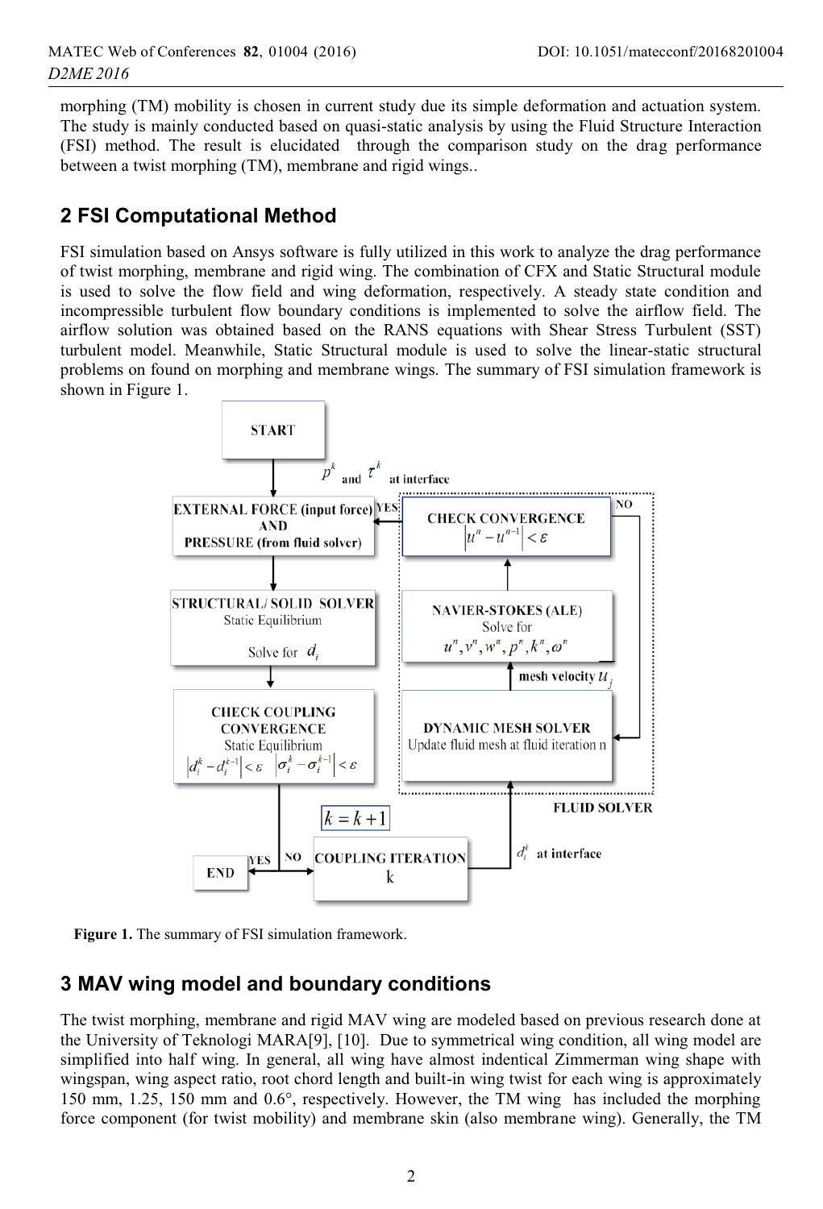morphing (TM) mobility is chosen in current study due its simple deformation and actuation system. The study is mainly conducted based on quasi-static analysis by using the Fluid Structure Interaction (FSI) method. The result is elucidated through the comparison study on the drag performance between a twist morphing (TM), membrane and rigid wings..

## 2 FSI Computational Method

FSI simulation based on Ansys software is fully utilized in this work to analyze the drag performance of twist morphing, membrane and rigid wing. The combination of CFX and Static Structural module is used to solve the flow field and wing deformation, respectively. A steady state condition and incompressible turbulent flow boundary conditions is implemented to solve the airflow field. The airflow solution was obtained based on the RANS equations with Shear Stress Turbulent (SST) turbulent model. Meanwhile, Static Structural module is used to solve the linear-static structural problems on found on morphing and membrane wings. The summary of FSI simulation framework is shown in Figure 1.

**Figure 1.** The summary of FSI simulation framework.

## 3 MAV wing model and boundary conditions

The twist morphing, membrane and rigid MAV wing are modeled based on previous research done at the University of Teknologi MARA[9], [10]. Due to symmetrical wing condition, all wing model are simplified into half wing. In general, all wing have almost indentical Zimmerman wing shape with wingspan, wing aspect ratio, root chord length and built-in wing twist for each wing is approximately 150 mm, 1.25, 150 mm and 0.6°, respectively. However, the TM wing has included the morphing force component (for twist mobility) and membrane skin (also membrane wing). Generally, the TM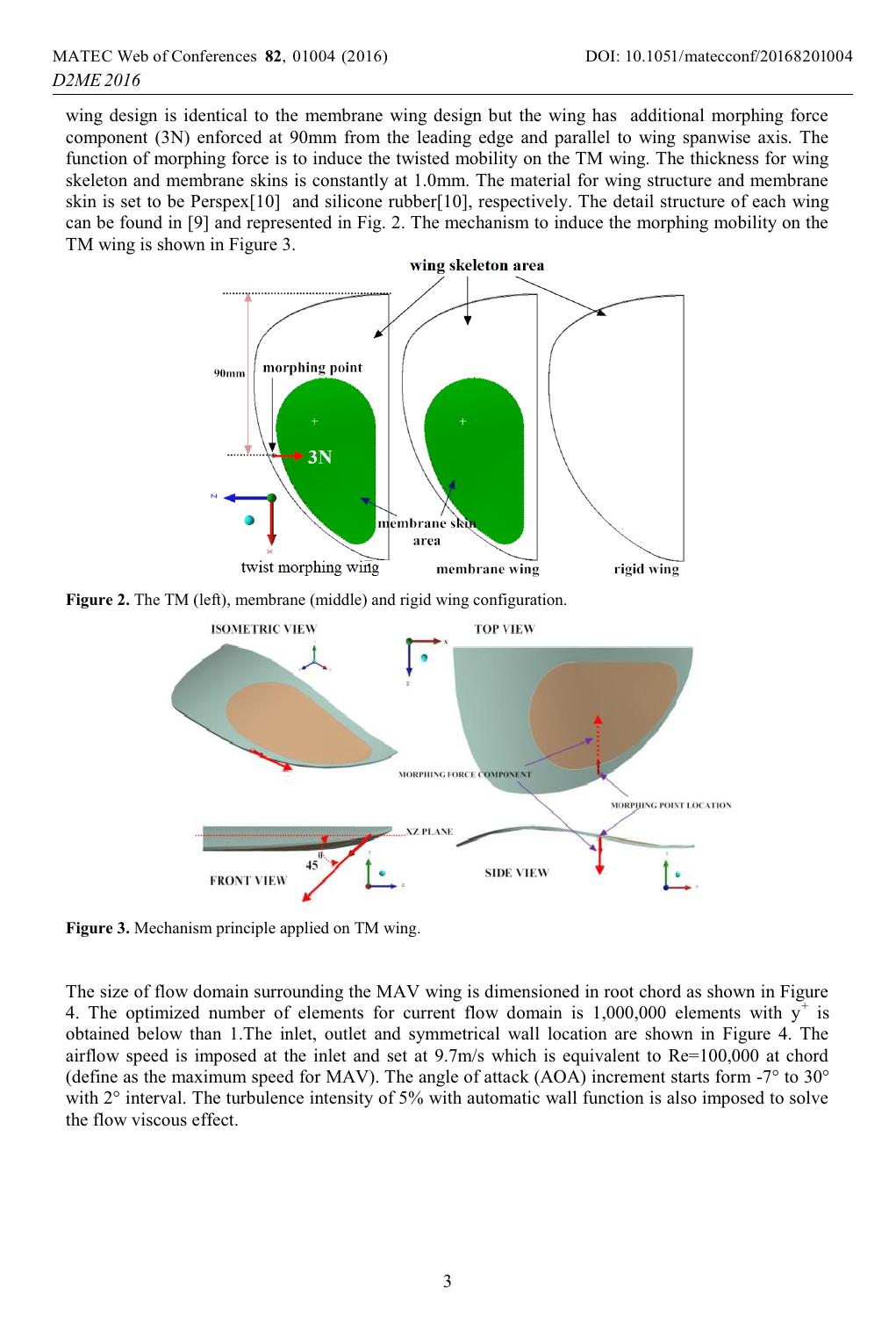wing design is identical to the membrane wing design but the wing has additional morphing force component (3N) enforced at 90mm from the leading edge and parallel to wing spanwise axis. The function of morphing force is to induce the twisted mobility on the TM wing. The thickness for wing skeleton and membrane skins is constantly at 1.0mm. The material for wing structure and membrane skin is set to be Perspex[10] and silicone rubber[10], respectively. The detail structure of each wing can be found in [9] and represented in Fig. 2. The mechanism to induce the morphing mobility on the TM wing is shown in Figure 3.

**Figure 2.** The TM (left), membrane (middle) and rigid wing configuration.

**Figure 3.** Mechanism principle applied on TM wing.

The size of flow domain surrounding the MAV wing is dimensioned in root chord as shown in Figure 4. The optimized number of elements for current flow domain is 1,000,000 elements with $y^+$ is obtained below than 1.The inlet, outlet and symmetrical wall location are shown in Figure 4. The airflow speed is imposed at the inlet and set at 9.7m/s which is equivalent to Re=100,000 at chord (define as the maximum speed for MAV). The angle of attack (AOA) increment starts form -7° to 30° with 2° interval. The turbulence intensity of 5% with automatic wall function is also imposed to solve the flow viscous effect.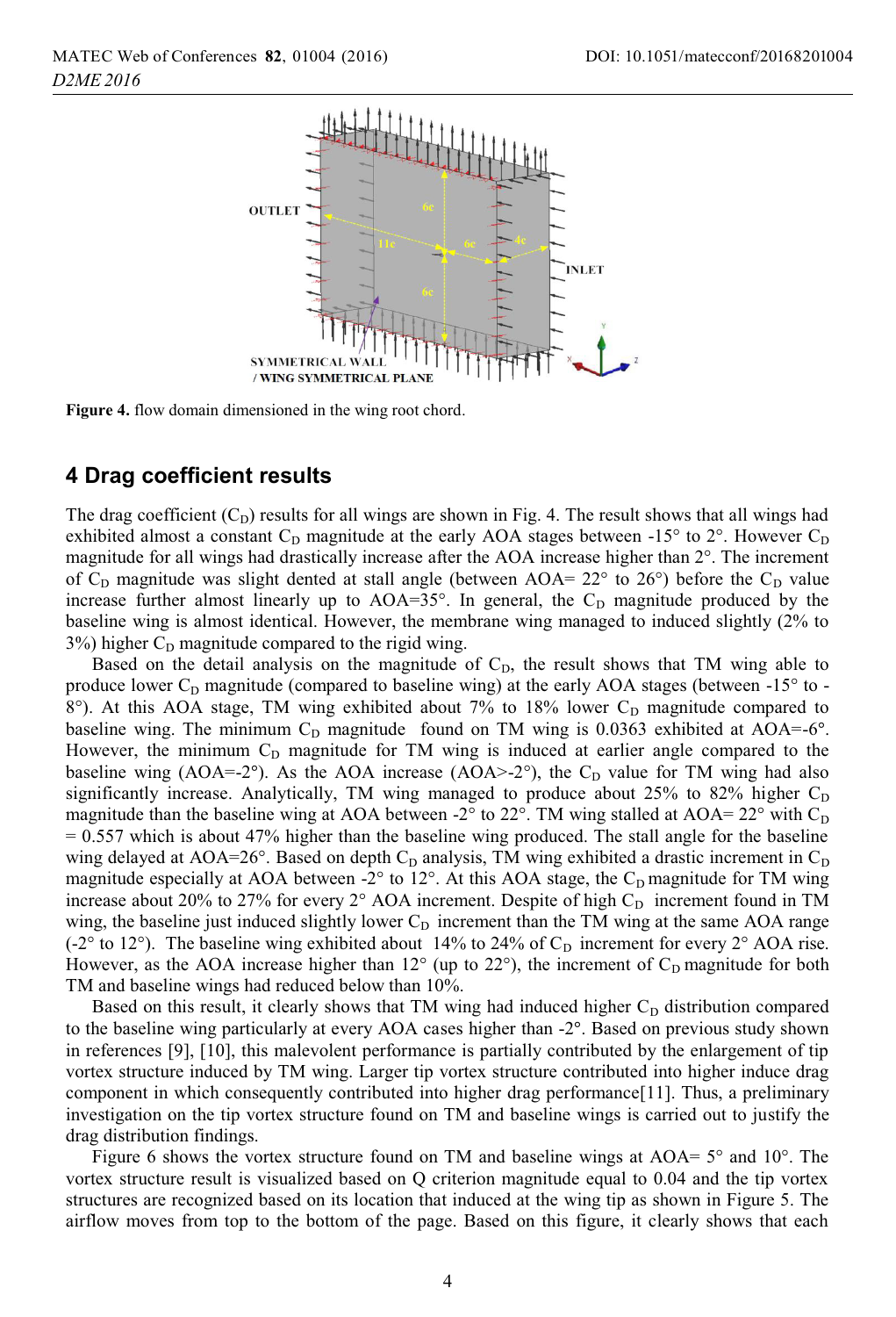Figure 4. flow domain dimensioned in the wing root chord.

## 4 Drag coefficient results

The drag coefficient ($C_D$) results for all wings are shown in Fig. 4. The result shows that all wings had exhibited almost a constant $C_D$ magnitude at the early AOA stages between -15° to 2°. However $C_D$ magnitude for all wings had drastically increase after the AOA increase higher than 2°. The increment of $C_D$ magnitude was slight dented at stall angle (between AOA= 22° to 26°) before the $C_D$ value increase further almost linearly up to AOA=35°. In general, the $C_D$ magnitude produced by the baseline wing is almost identical. However, the membrane wing managed to induced slightly (2% to 3%) higher $C_D$ magnitude compared to the rigid wing.

Based on the detail analysis on the magnitude of $C_D$, the result shows that TM wing able to produce lower $C_D$ magnitude (compared to baseline wing) at the early AOA stages (between -15° to -8°). At this AOA stage, TM wing exhibited about 7% to 18% lower $C_D$ magnitude compared to baseline wing. The minimum $C_D$ magnitude found on TM wing is 0.0363 exhibited at AOA=-6°. However, the minimum $C_D$ magnitude for TM wing is induced at earlier angle compared to the baseline wing (AOA=-2°). As the AOA increase (AOA>-2°), the $C_D$ value for TM wing had also significantly increase. Analytically, TM wing managed to produce about 25% to 82% higher $C_D$ magnitude than the baseline wing at AOA between -2° to 22°. TM wing stalled at AOA= 22° with $C_D$ = 0.557 which is about 47% higher than the baseline wing produced. The stall angle for the baseline wing delayed at AOA=26°. Based on depth $C_D$ analysis, TM wing exhibited a drastic increment in $C_D$ magnitude especially at AOA between -2° to 12°. At this AOA stage, the $C_D$ magnitude for TM wing increase about 20% to 27% for every 2° AOA increment. Despite of high $C_D$ increment found in TM wing, the baseline just induced slightly lower $C_D$ increment than the TM wing at the same AOA range (-2° to 12°). The baseline wing exhibited about 14% to 24% of $C_D$ increment for every 2° AOA rise. However, as the AOA increase higher than 12° (up to 22°), the increment of $C_D$ magnitude for both TM and baseline wings had reduced below than 10%.

Based on this result, it clearly shows that TM wing had induced higher $C_D$ distribution compared to the baseline wing particularly at every AOA cases higher than -2°. Based on previous study shown in references [9], [10], this malevolent performance is partially contributed by the enlargement of tip vortex structure induced by TM wing. Larger tip vortex structure contributed into higher induce drag component in which consequently contributed into higher drag performance[11]. Thus, a preliminary investigation on the tip vortex structure found on TM and baseline wings is carried out to justify the drag distribution findings.

Figure 6 shows the vortex structure found on TM and baseline wings at AOA= 5° and 10°. The vortex structure result is visualized based on Q criterion magnitude equal to 0.04 and the tip vortex structures are recognized based on its location that induced at the wing tip as shown in Figure 5. The airflow moves from top to the bottom of the page. Based on this figure, it clearly shows that each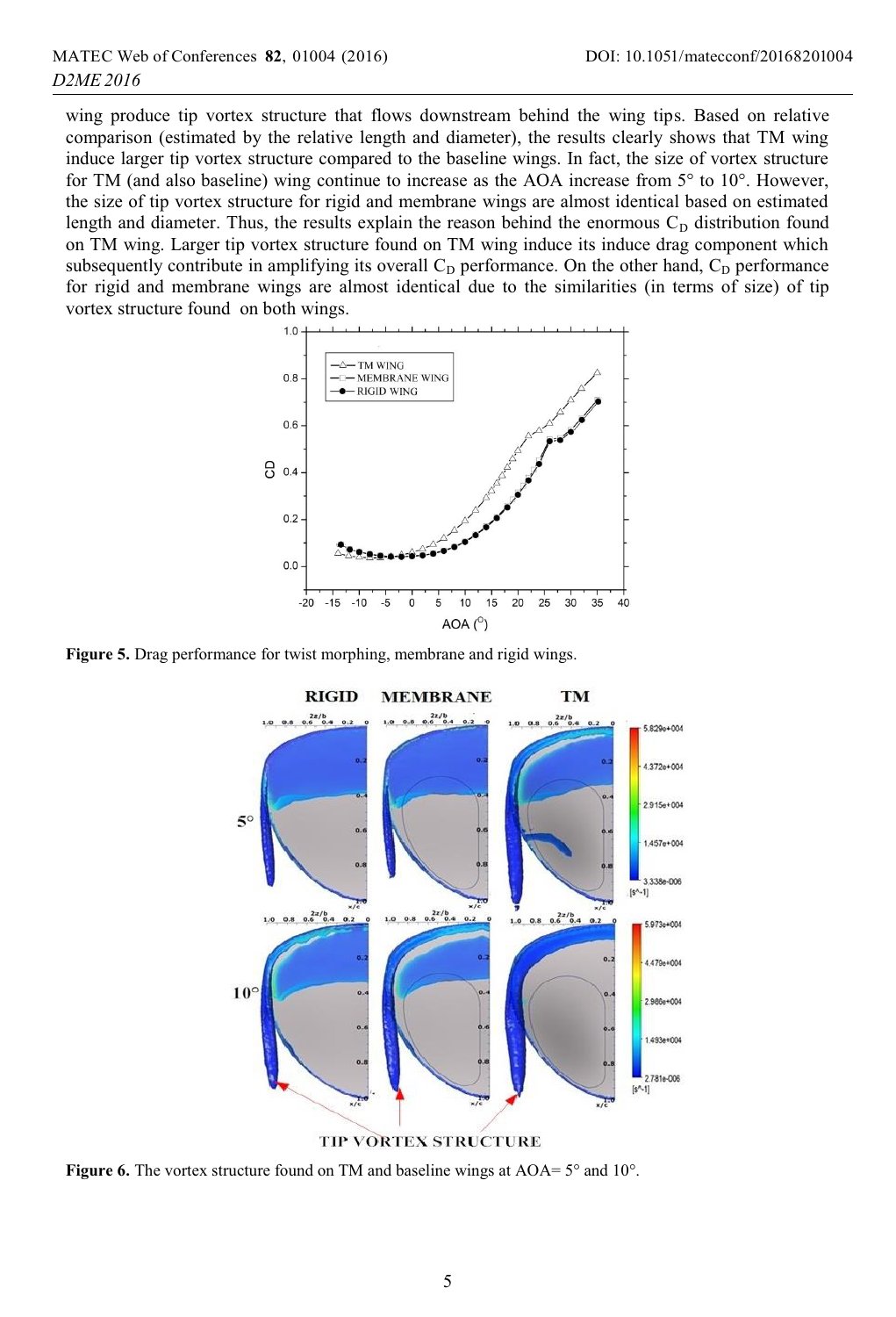wing produce tip vortex structure that flows downstream behind the wing tips. Based on relative comparison (estimated by the relative length and diameter), the results clearly shows that TM wing induce larger tip vortex structure compared to the baseline wings. In fact, the size of vortex structure for TM (and also baseline) wing continue to increase as the AOA increase from 5° to 10°. However, the size of tip vortex structure for rigid and membrane wings are almost identical based on estimated length and diameter. Thus, the results explain the reason behind the enormous $C_D$ distribution found on TM wing. Larger tip vortex structure found on TM wing induce its induce drag component which subsequently contribute in amplifying its overall $C_D$ performance. On the other hand, $C_D$ performance for rigid and membrane wings are almost identical due to the similarities (in terms of size) of tip vortex structure found on both wings.

**Figure 5.** Drag performance for twist morphing, membrane and rigid wings.

**Figure 6.** The vortex structure found on TM and baseline wings at AOA= 5° and 10°.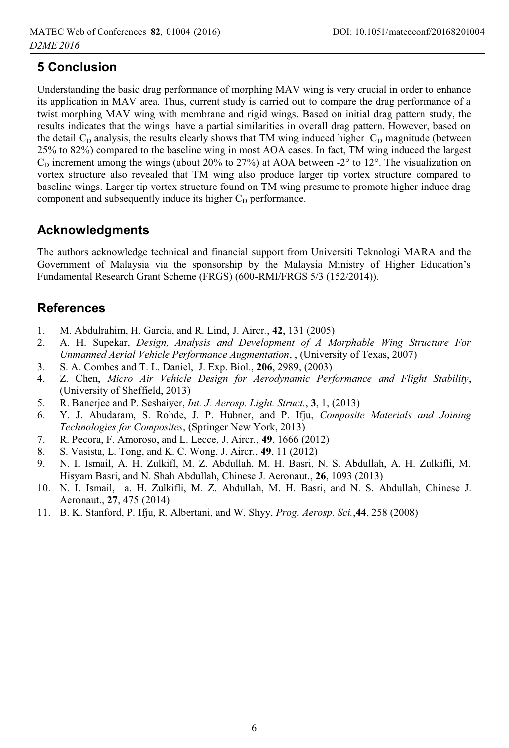## 5 Conclusion

Understanding the basic drag performance of morphing MAV wing is very crucial in order to enhance its application in MAV area. Thus, current study is carried out to compare the drag performance of a twist morphing MAV wing with membrane and rigid wings. Based on initial drag pattern study, the results indicates that the wings have a partial similarities in overall drag pattern. However, based on the detail $C_D$ analysis, the results clearly shows that TM wing induced higher $C_D$ magnitude (between 25% to 82%) compared to the baseline wing in most AOA cases. In fact, TM wing induced the largest $C_D$ increment among the wings (about 20% to 27%) at AOA between -2° to 12°. The visualization on vortex structure also revealed that TM wing also produce larger tip vortex structure compared to baseline wings. Larger tip vortex structure found on TM wing presume to promote higher induce drag component and subsequently induce its higher $C_D$ performance.

## Acknowledgments

The authors acknowledge technical and financial support from Universiti Teknologi MARA and the Government of Malaysia via the sponsorship by the Malaysia Ministry of Higher Education's Fundamental Research Grant Scheme (FRGS) (600-RMI/FRGS 5/3 (152/2014)).

## References

1. M. Abdulrahim, H. Garcia, and R. Lind, J. Aircr., **42**, 131 (2005)
2. A. H. Supekar, *Design, Analysis and Development of A Morphable Wing Structure For Unmanned Aerial Vehicle Performance Augmentation*, , (University of Texas, 2007)
3. S. A. Combes and T. L. Daniel, J. Exp. Biol., **206**, 2989, (2003)
4. Z. Chen, *Micro Air Vehicle Design for Aerodynamic Performance and Flight Stability*, (University of Sheffield, 2013)
5. R. Banerjee and P. Seshaiyer, *Int. J. Aerosp. Light. Struct.*, **3**, 1, (2013)
6. Y. J. Abudaram, S. Rohde, J. P. Hubner, and P. Ifju, *Composite Materials and Joining Technologies for Composites*, (Springer New York, 2013)
7. R. Pecora, F. Amoroso, and L. Lecce, J. Aircr., **49**, 1666 (2012)
8. S. Vasista, L. Tong, and K. C. Wong, J. Aircr., **49**, 11 (2012)
9. N. I. Ismail, A. H. Zulkifl, M. Z. Abdullah, M. H. Basri, N. S. Abdullah, A. H. Zulkifli, M. Hisyam Basri, and N. Shah Abdullah, Chinese J. Aeronaut., **26**, 1093 (2013)
10. N. I. Ismail, a. H. Zulkifli, M. Z. Abdullah, M. H. Basri, and N. S. Abdullah, Chinese J. Aeronaut., **27**, 475 (2014)
11. B. K. Stanford, P. Ifju, R. Albertani, and W. Shyy, *Prog. Aerosp. Sci.*,**44**, 258 (2008)